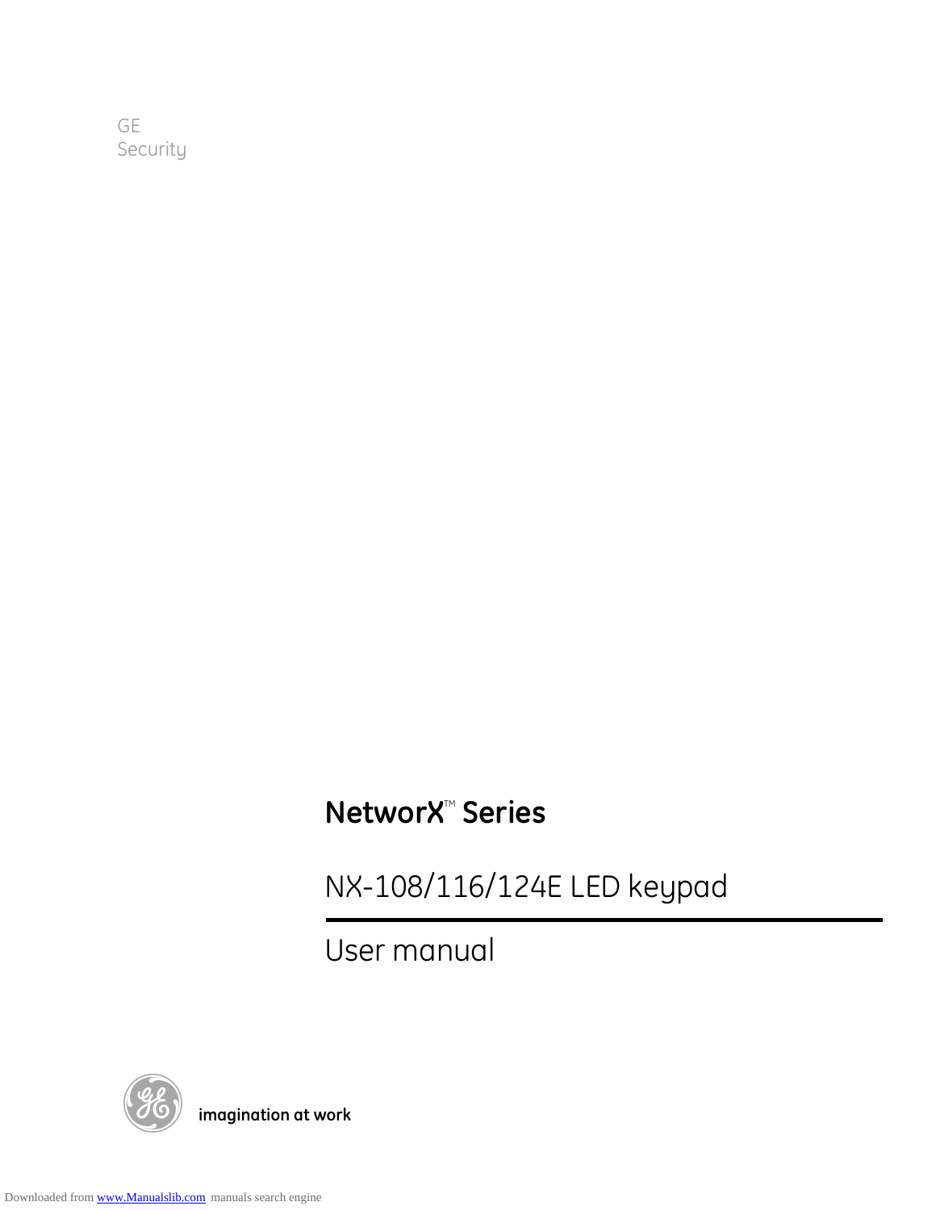GE
Security

# NetworX™ Series

## NX-108/116/124E LED keypad

## User manual

imagination at work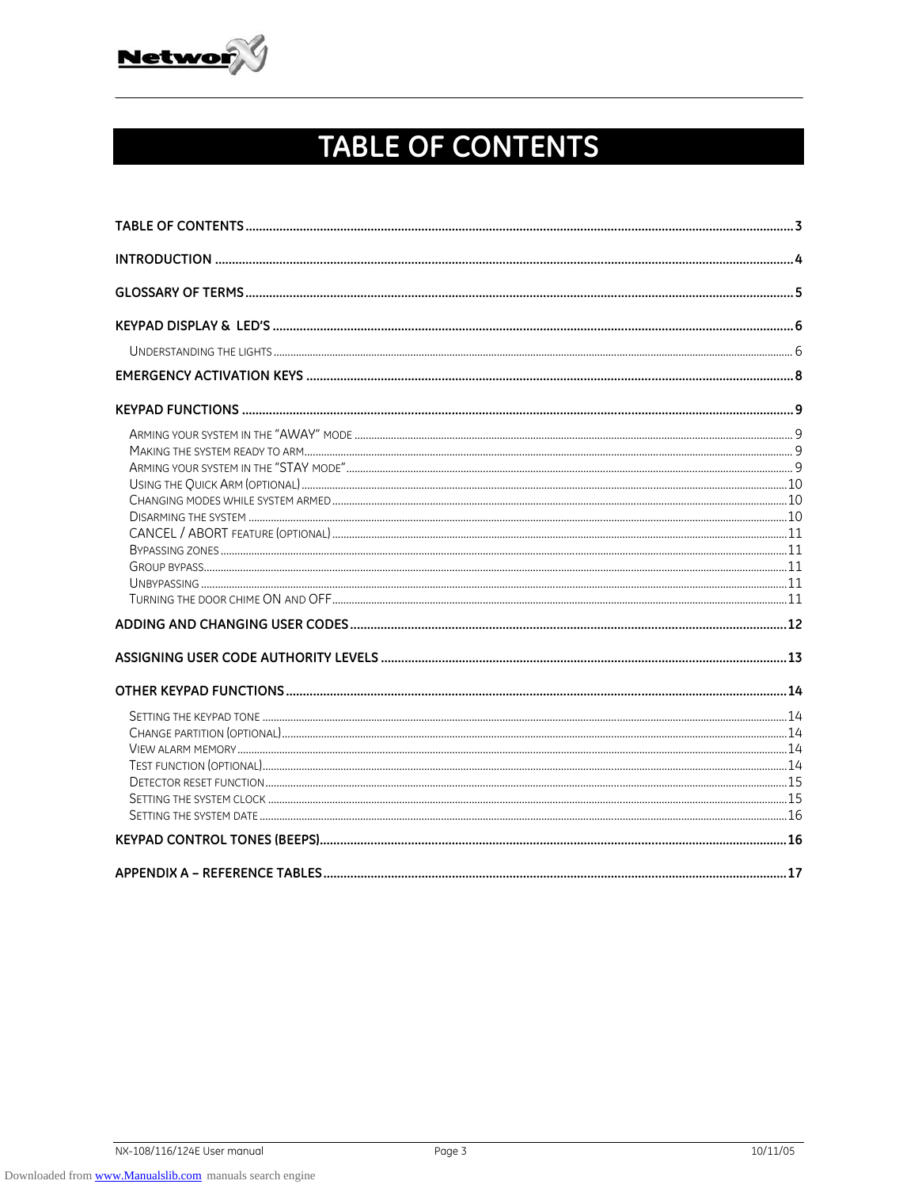# TABLE OF CONTENTS

TABLE OF CONTENTS ........ 3

INTRODUCTION ........ 4

GLOSSARY OF TERMS ........ 5

KEYPAD DISPLAY & LED'S ........ 6

- UNDERSTANDING THE LIGHTS ........ 6

EMERGENCY ACTIVATION KEYS ........ 8

KEYPAD FUNCTIONS ........ 9

- ARMING YOUR SYSTEM IN THE "AWAY" MODE ........ 9
- MAKING THE SYSTEM READY TO ARM ........ 9
- ARMING YOUR SYSTEM IN THE "STAY MODE" ........ 9
- USING THE QUICK ARM (OPTIONAL) ........ 10
- CHANGING MODES WHILE SYSTEM ARMED ........ 10
- DISARMING THE SYSTEM ........ 10
- CANCEL / ABORT FEATURE (OPTIONAL) ........ 11
- BYPASSING ZONES ........ 11
- GROUP BYPASS ........ 11
- UNBYPASSING ........ 11
- TURNING THE DOOR CHIME ON AND OFF ........ 11

ADDING AND CHANGING USER CODES ........ 12

ASSIGNING USER CODE AUTHORITY LEVELS ........ 13

OTHER KEYPAD FUNCTIONS ........ 14

- SETTING THE KEYPAD TONE ........ 14
- CHANGE PARTITION (OPTIONAL) ........ 14
- VIEW ALARM MEMORY ........ 14
- TEST FUNCTION (OPTIONAL) ........ 14
- DETECTOR RESET FUNCTION ........ 15
- SETTING THE SYSTEM CLOCK ........ 15
- SETTING THE SYSTEM DATE ........ 16

KEYPAD CONTROL TONES (BEEPS) ........ 16

APPENDIX A – REFERENCE TABLES ........ 17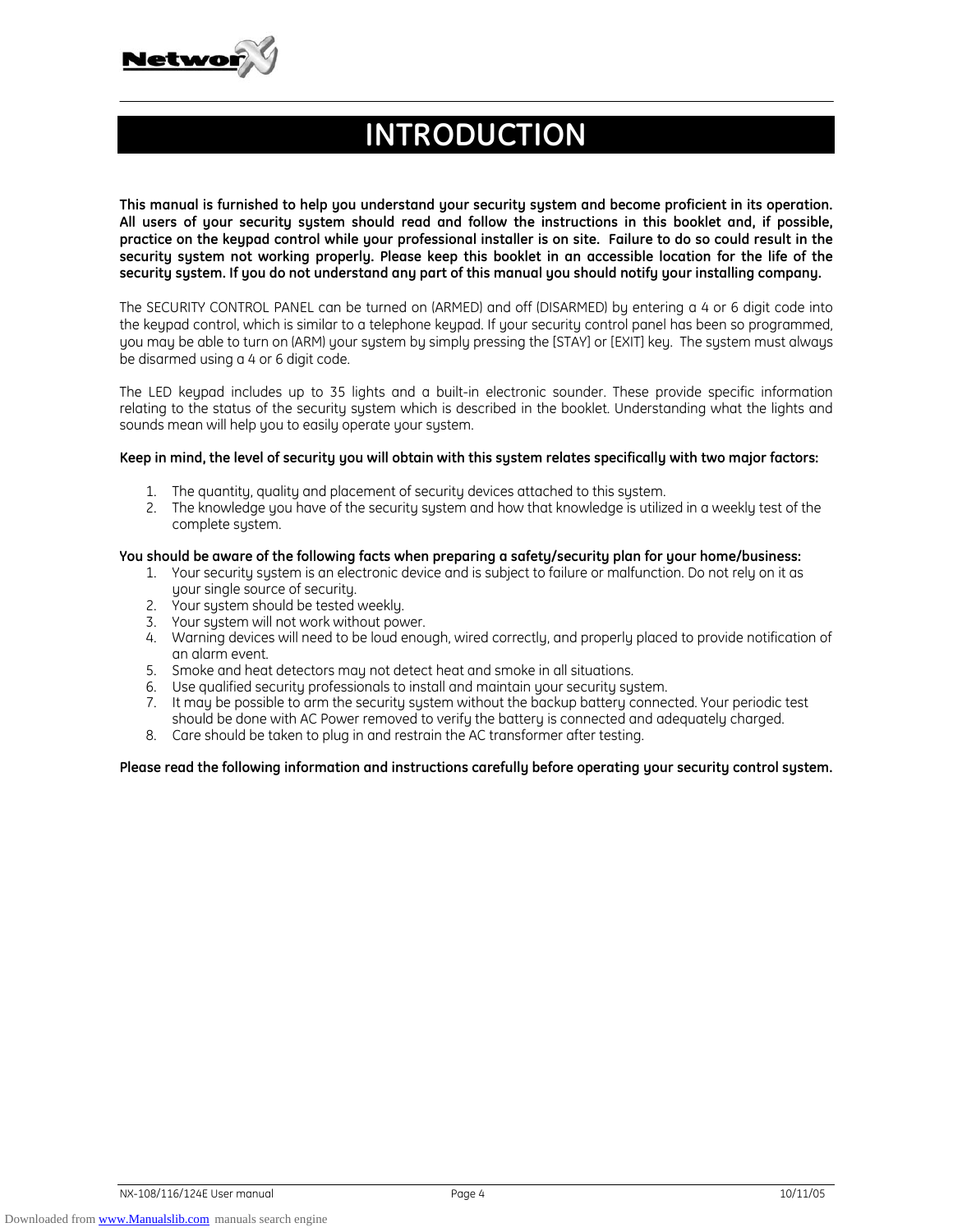# INTRODUCTION

**This manual is furnished to help you understand your security system and become proficient in its operation. All users of your security system should read and follow the instructions in this booklet and, if possible, practice on the keypad control while your professional installer is on site. Failure to do so could result in the security system not working properly. Please keep this booklet in an accessible location for the life of the security system. If you do not understand any part of this manual you should notify your installing company.**

The SECURITY CONTROL PANEL can be turned on (ARMED) and off (DISARMED) by entering a 4 or 6 digit code into the keypad control, which is similar to a telephone keypad. If your security control panel has been so programmed, you may be able to turn on (ARM) your system by simply pressing the [STAY] or [EXIT] key. The system must always be disarmed using a 4 or 6 digit code.

The LED keypad includes up to 35 lights and a built-in electronic sounder. These provide specific information relating to the status of the security system which is described in the booklet. Understanding what the lights and sounds mean will help you to easily operate your system.

**Keep in mind, the level of security you will obtain with this system relates specifically with two major factors:**

1. The quantity, quality and placement of security devices attached to this system.
2. The knowledge you have of the security system and how that knowledge is utilized in a weekly test of the complete system.

**You should be aware of the following facts when preparing a safety/security plan for your home/business:**

1. Your security system is an electronic device and is subject to failure or malfunction. Do not rely on it as your single source of security.
2. Your system should be tested weekly.
3. Your system will not work without power.
4. Warning devices will need to be loud enough, wired correctly, and properly placed to provide notification of an alarm event.
5. Smoke and heat detectors may not detect heat and smoke in all situations.
6. Use qualified security professionals to install and maintain your security system.
7. It may be possible to arm the security system without the backup battery connected. Your periodic test should be done with AC Power removed to verify the battery is connected and adequately charged.
8. Care should be taken to plug in and restrain the AC transformer after testing.

**Please read the following information and instructions carefully before operating your security control system.**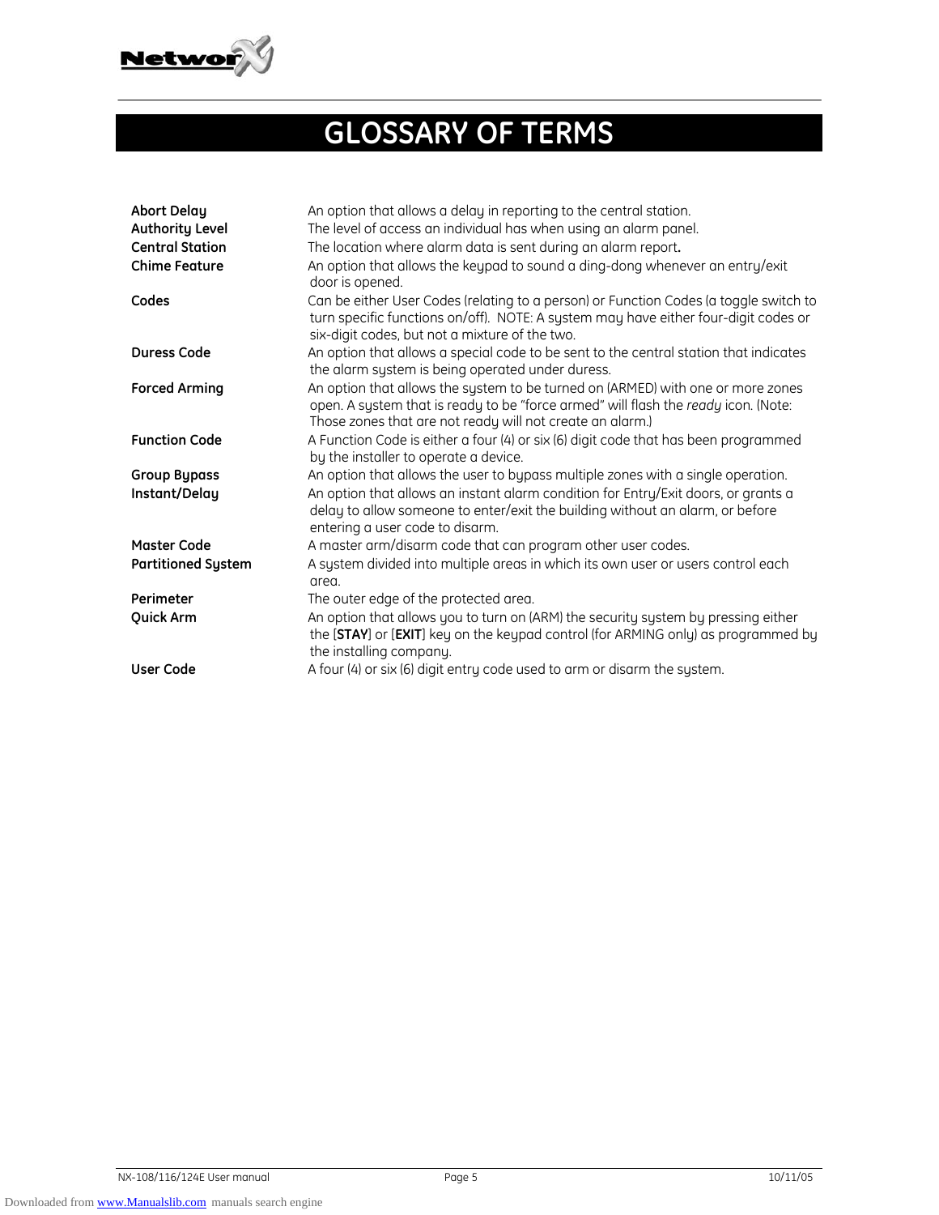# GLOSSARY OF TERMS

| | |
|---|---|
| **Abort Delay** | An option that allows a delay in reporting to the central station. |
| **Authority Level** | The level of access an individual has when using an alarm panel. |
| **Central Station** | The location where alarm data is sent during an alarm report**.** |
| **Chime Feature** | An option that allows the keypad to sound a ding-dong whenever an entry/exit door is opened. |
| **Codes** | Can be either User Codes (relating to a person) or Function Codes (a toggle switch to turn specific functions on/off). NOTE: A system may have either four-digit codes or six-digit codes, but not a mixture of the two. |
| **Duress Code** | An option that allows a special code to be sent to the central station that indicates the alarm system is being operated under duress. |
| **Forced Arming** | An option that allows the system to be turned on (ARMED) with one or more zones open. A system that is ready to be "force armed" will flash the *ready* icon. (Note: Those zones that are not ready will not create an alarm.) |
| **Function Code** | A Function Code is either a four (4) or six (6) digit code that has been programmed by the installer to operate a device. |
| **Group Bypass** | An option that allows the user to bypass multiple zones with a single operation. |
| **Instant/Delay** | An option that allows an instant alarm condition for Entry/Exit doors, or grants a delay to allow someone to enter/exit the building without an alarm, or before entering a user code to disarm. |
| **Master Code** | A master arm/disarm code that can program other user codes. |
| **Partitioned System** | A system divided into multiple areas in which its own user or users control each area. |
| **Perimeter** | The outer edge of the protected area. |
| **Quick Arm** | An option that allows you to turn on (ARM) the security system by pressing either the [**STAY**] or [**EXIT**] key on the keypad control (for ARMING only) as programmed by the installing company. |
| **User Code** | A four (4) or six (6) digit entry code used to arm or disarm the system. |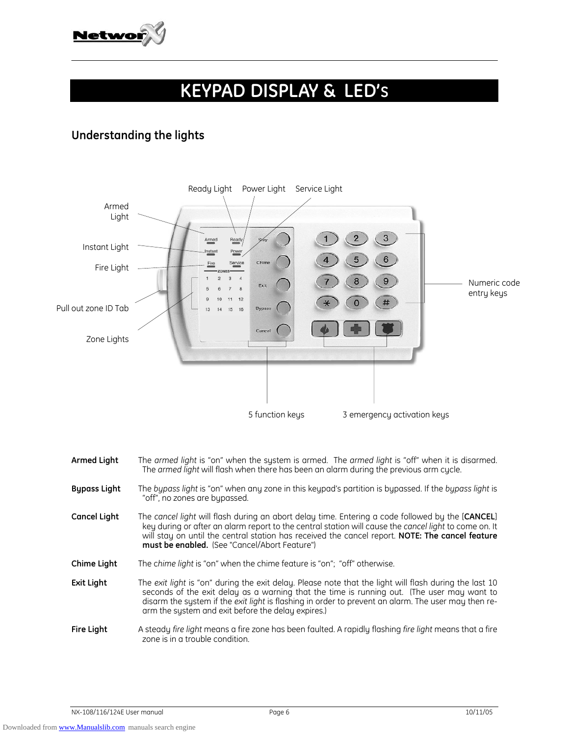# KEYPAD DISPLAY & LED's

## Understanding the lights

Ready Light    Power Light    Service Light

Armed Light

Instant Light

Fire Light

Pull out zone ID Tab

Zone Lights

Numeric code entry keys

5 function keys

3 emergency activation keys

**Armed Light** The *armed light* is "on" when the system is armed. The *armed light* is "off" when it is disarmed. The *armed light* will flash when there has been an alarm during the previous arm cycle.

**Bypass Light** The *bypass light* is "on" when any zone in this keypad's partition is bypassed. If the *bypass light* is "off", no zones are bypassed.

**Cancel Light** The *cancel light* will flash during an abort delay time. Entering a code followed by the [**CANCEL**] key during or after an alarm report to the central station will cause the *cancel light* to come on. It will stay on until the central station has received the cancel report. **NOTE: The cancel feature must be enabled.** (See "Cancel/Abort Feature")

**Chime Light** The *chime light* is "on" when the chime feature is "on"; "off" otherwise.

**Exit Light** The *exit light* is "on" during the exit delay. Please note that the light will flash during the last 10 seconds of the exit delay as a warning that the time is running out. (The user may want to disarm the system if the *exit light* is flashing in order to prevent an alarm. The user may then re-arm the system and exit before the delay expires.)

**Fire Light** A steady *fire light* means a fire zone has been faulted. A rapidly flashing *fire light* means that a fire zone is in a trouble condition.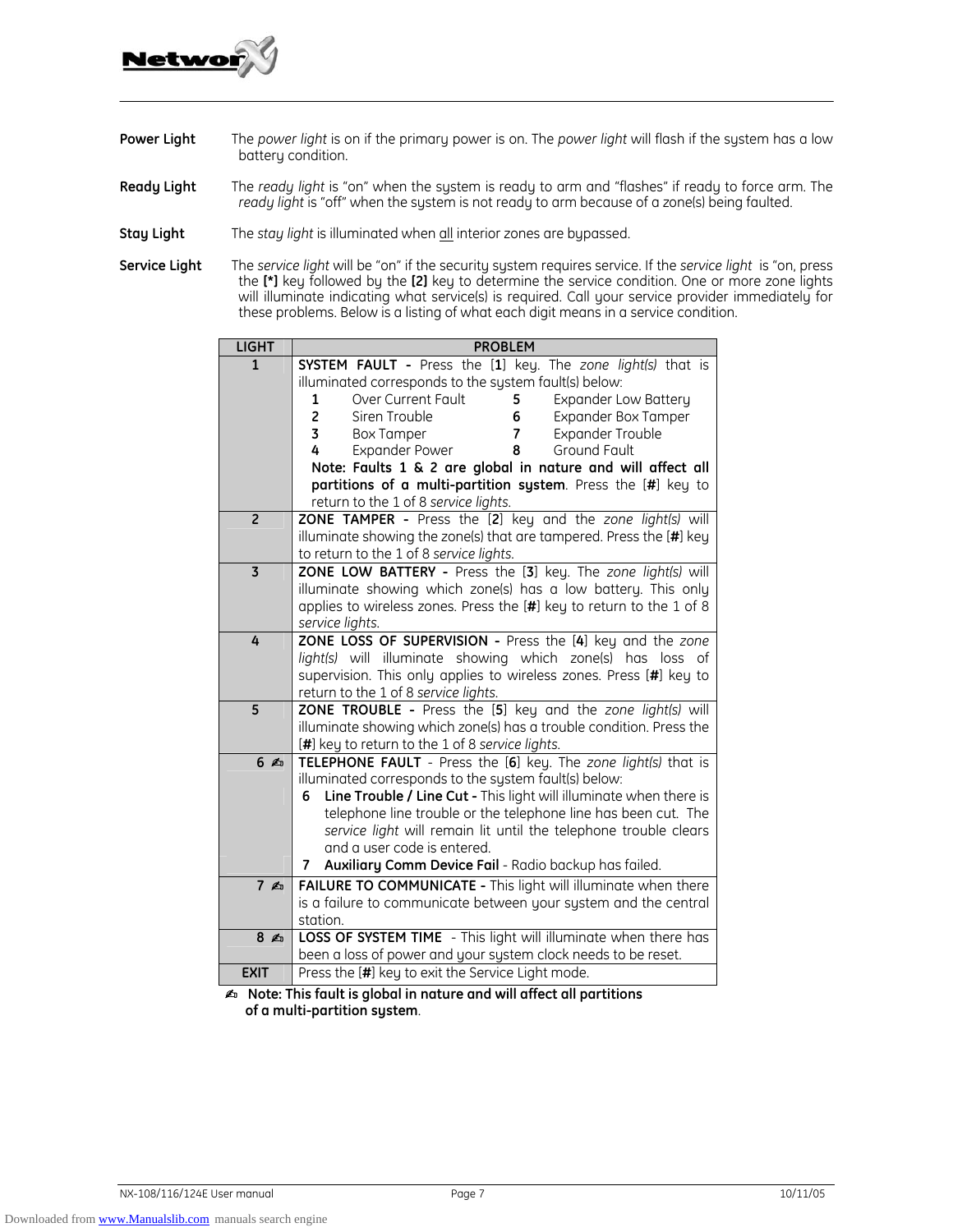**Power Light** The *power light* is on if the primary power is on. The *power light* will flash if the system has a low battery condition.

**Ready Light** The *ready light* is "on" when the system is ready to arm and "flashes" if ready to force arm. The *ready light* is "off" when the system is not ready to arm because of a zone(s) being faulted.

**Stay Light** The *stay light* is illuminated when all interior zones are bypassed.

**Service Light** The *service light* will be "on" if the security system requires service. If the *service light* is "on, press the **[*]** key followed by the **[2]** key to determine the service condition. One or more zone lights will illuminate indicating what service(s) is required. Call your service provider immediately for these problems. Below is a listing of what each digit means in a service condition.

| LIGHT | PROBLEM |
|---|---|
| 1 | **SYSTEM FAULT -** Press the [**1**] key. The *zone light(s)* that is illuminated corresponds to the system fault(s) below:<br>**1** Over Current Fault — **5** Expander Low Battery<br>**2** Siren Trouble — **6** Expander Box Tamper<br>**3** Box Tamper — **7** Expander Trouble<br>**4** Expander Power — **8** Ground Fault<br>**Note: Faults 1 & 2 are global in nature and will affect all partitions of a multi-partition system**. Press the [**#**] key to return to the 1 of 8 *service lights.* |
| 2 | **ZONE TAMPER -** Press the [**2**] key and the *zone light(s)* will illuminate showing the zone(s) that are tampered. Press the [**#**] key to return to the 1 of 8 *service lights.* |
| 3 | **ZONE LOW BATTERY -** Press the [**3**] key. The *zone light(s)* will illuminate showing which zone(s) has a low battery. This only applies to wireless zones. Press the [**#**] key to return to the 1 of 8 *service lights.* |
| 4 | **ZONE LOSS OF SUPERVISION -** Press the [**4**] key and the *zone light(s)* will illuminate showing which zone(s) has loss of supervision. This only applies to wireless zones. Press [**#**] key to return to the 1 of 8 *service lights.* |
| 5 | **ZONE TROUBLE -** Press the [**5**] key and the *zone light(s)* will illuminate showing which zone(s) has a trouble condition. Press the [**#**] key to return to the 1 of 8 *service lights.* |
| 6 ✍ | **TELEPHONE FAULT** - Press the [**6**] key. The *zone light(s)* that is illuminated corresponds to the system fault(s) below:<br>**6 Line Trouble / Line Cut -** This light will illuminate when there is telephone line trouble or the telephone line has been cut. The *service light* will remain lit until the telephone trouble clears and a user code is entered.<br>**7 Auxiliary Comm Device Fail** - Radio backup has failed. |
| 7 ✍ | **FAILURE TO COMMUNICATE -** This light will illuminate when there is a failure to communicate between your system and the central station. |
| 8 ✍ | **LOSS OF SYSTEM TIME** - This light will illuminate when there has been a loss of power and your system clock needs to be reset. |
| **EXIT** | Press the [**#**] key to exit the Service Light mode. |

✍ **Note: This fault is global in nature and will affect all partitions of a multi-partition system**.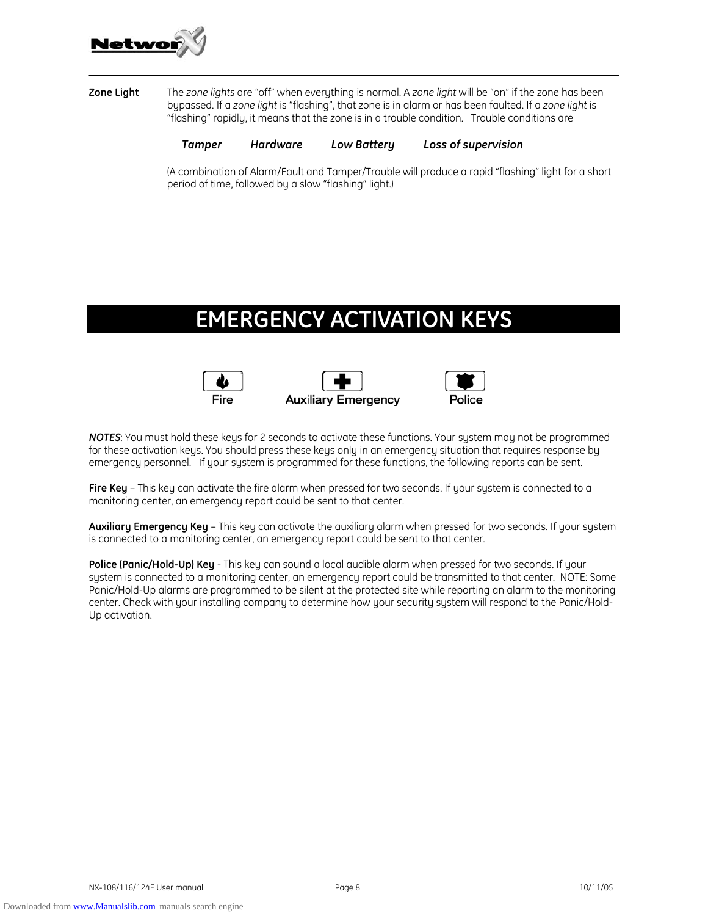**Zone Light** The *zone lights* are "off" when everything is normal. A *zone light* will be "on" if the zone has been bypassed. If a *zone light* is "flashing", that zone is in alarm or has been faulted. If a *zone light* is "flashing" rapidly, it means that the zone is in a trouble condition. Trouble conditions are

***Tamper*** ***Hardware*** ***Low Battery*** ***Loss of supervision***

(A combination of Alarm/Fault and Tamper/Trouble will produce a rapid "flashing" light for a short period of time, followed by a slow "flashing" light.)

# EMERGENCY ACTIVATION KEYS

Fire Auxiliary Emergency Police

***NOTES***: You must hold these keys for 2 seconds to activate these functions. Your system may not be programmed for these activation keys. You should press these keys only in an emergency situation that requires response by emergency personnel. If your system is programmed for these functions, the following reports can be sent.

**Fire Key** – This key can activate the fire alarm when pressed for two seconds. If your system is connected to a monitoring center, an emergency report could be sent to that center.

**Auxiliary Emergency Key** – This key can activate the auxiliary alarm when pressed for two seconds. If your system is connected to a monitoring center, an emergency report could be sent to that center.

**Police (Panic/Hold-Up) Key** - This key can sound a local audible alarm when pressed for two seconds. If your system is connected to a monitoring center, an emergency report could be transmitted to that center. NOTE: Some Panic/Hold-Up alarms are programmed to be silent at the protected site while reporting an alarm to the monitoring center. Check with your installing company to determine how your security system will respond to the Panic/Hold-Up activation.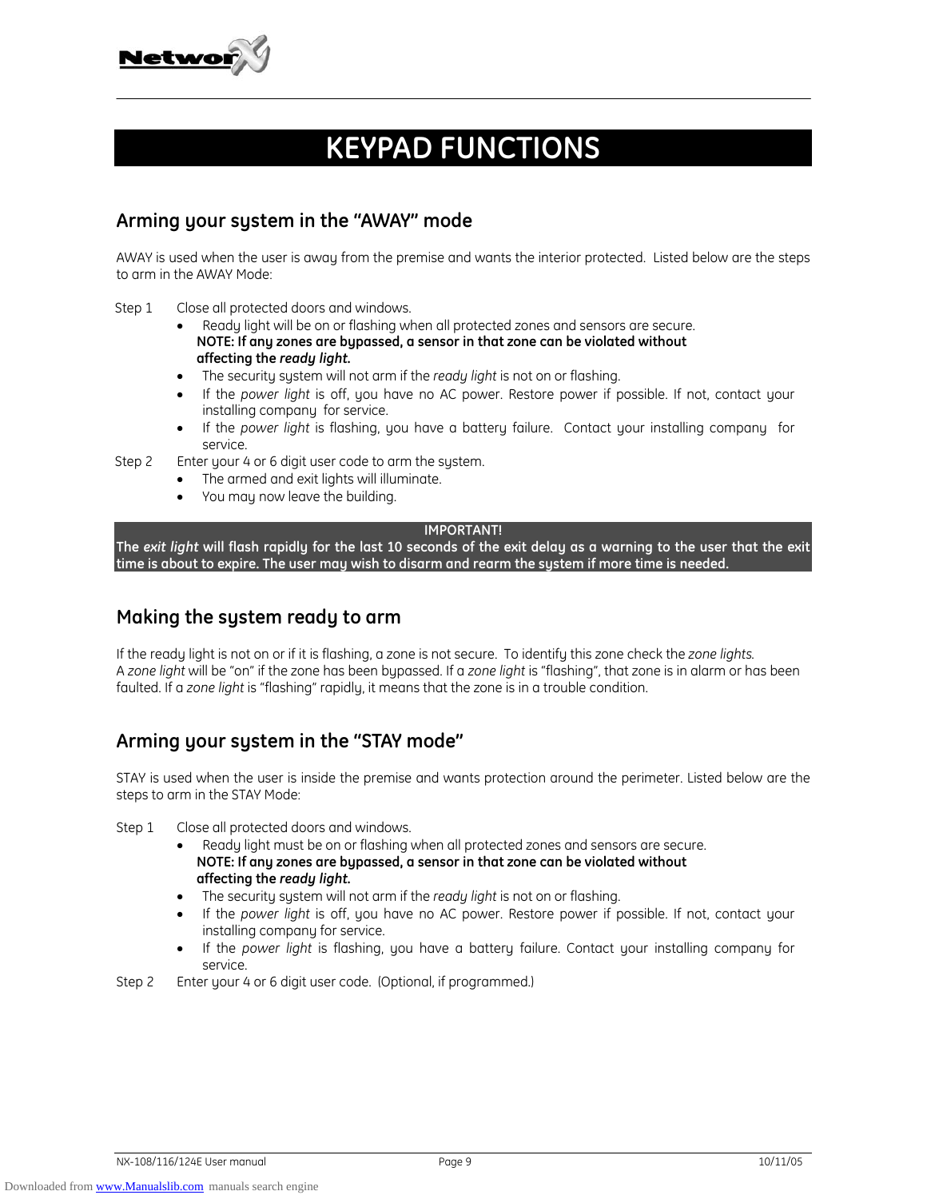# KEYPAD FUNCTIONS

## Arming your system in the "AWAY" mode

AWAY is used when the user is away from the premise and wants the interior protected. Listed below are the steps to arm in the AWAY Mode:

Step 1 Close all protected doors and windows.

- Ready light will be on or flashing when all protected zones and sensors are secure.
  **NOTE: If any zones are bypassed, a sensor in that zone can be violated without affecting the *ready light.***
- The security system will not arm if the *ready light* is not on or flashing.
- If the *power light* is off, you have no AC power. Restore power if possible. If not, contact your installing company for service.
- If the *power light* is flashing, you have a battery failure. Contact your installing company for service.

Step 2 Enter your 4 or 6 digit user code to arm the system.

- The armed and exit lights will illuminate.
- You may now leave the building.

**IMPORTANT!**
**The *exit light* will flash rapidly for the last 10 seconds of the exit delay as a warning to the user that the exit time is about to expire. The user may wish to disarm and rearm the system if more time is needed.**

## Making the system ready to arm

If the ready light is not on or if it is flashing, a zone is not secure. To identify this zone check the *zone lights*.
A *zone light* will be "on" if the zone has been bypassed. If a *zone light* is "flashing", that zone is in alarm or has been faulted. If a *zone light* is "flashing" rapidly, it means that the zone is in a trouble condition.

## Arming your system in the "STAY mode"

STAY is used when the user is inside the premise and wants protection around the perimeter. Listed below are the steps to arm in the STAY Mode:

Step 1 Close all protected doors and windows.

- Ready light must be on or flashing when all protected zones and sensors are secure.
  **NOTE: If any zones are bypassed, a sensor in that zone can be violated without affecting the *ready light.***
- The security system will not arm if the *ready light* is not on or flashing.
- If the *power light* is off, you have no AC power. Restore power if possible. If not, contact your installing company for service.
- If the *power light* is flashing, you have a battery failure. Contact your installing company for service.

Step 2 Enter your 4 or 6 digit user code. (Optional, if programmed.)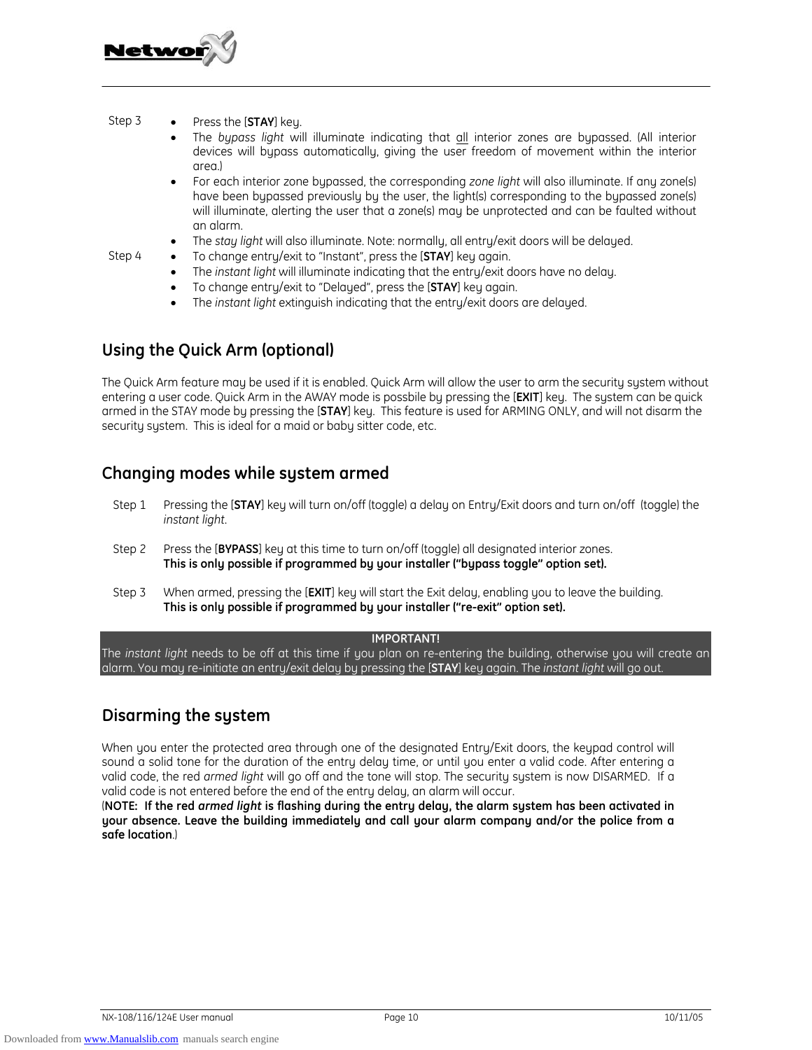Step 3

- Press the [**STAY**] key.
- The *bypass light* will illuminate indicating that all interior zones are bypassed. (All interior devices will bypass automatically, giving the user freedom of movement within the interior area.)
- For each interior zone bypassed, the corresponding *zone light* will also illuminate. If any zone(s) have been bypassed previously by the user, the light(s) corresponding to the bypassed zone(s) will illuminate, alerting the user that a zone(s) may be unprotected and can be faulted without an alarm.
- The *stay light* will also illuminate. Note: normally, all entry/exit doors will be delayed.

Step 4

- To change entry/exit to "Instant", press the [**STAY**] key again.
- The *instant light* will illuminate indicating that the entry/exit doors have no delay.
- To change entry/exit to "Delayed", press the [**STAY**] key again.
- The *instant light* extinguish indicating that the entry/exit doors are delayed.

## Using the Quick Arm (optional)

The Quick Arm feature may be used if it is enabled. Quick Arm will allow the user to arm the security system without entering a user code. Quick Arm in the AWAY mode is possbile by pressing the [**EXIT**] key. The system can be quick armed in the STAY mode by pressing the [**STAY**] key. This feature is used for ARMING ONLY, and will not disarm the security system. This is ideal for a maid or baby sitter code, etc.

## Changing modes while system armed

Step 1 Pressing the [**STAY**] key will turn on/off (toggle) a delay on Entry/Exit doors and turn on/off (toggle) the *instant light*.

Step 2 Press the [**BYPASS**] key at this time to turn on/off (toggle) all designated interior zones.
**This is only possible if programmed by your installer ("bypass toggle" option set).**

Step 3 When armed, pressing the [**EXIT**] key will start the Exit delay, enabling you to leave the building.
**This is only possible if programmed by your installer ("re-exit" option set).**

**IMPORTANT!**
The *instant light* needs to be off at this time if you plan on re-entering the building, otherwise you will create an alarm. You may re-initiate an entry/exit delay by pressing the [**STAY**] key again. The *instant light* will go out.

## Disarming the system

When you enter the protected area through one of the designated Entry/Exit doors, the keypad control will sound a solid tone for the duration of the entry delay time, or until you enter a valid code. After entering a valid code, the red *armed light* will go off and the tone will stop. The security system is now DISARMED. If a valid code is not entered before the end of the entry delay, an alarm will occur.
(**NOTE: If the red *armed light* is flashing during the entry delay, the alarm system has been activated in your absence. Leave the building immediately and call your alarm company and/or the police from a safe location**.)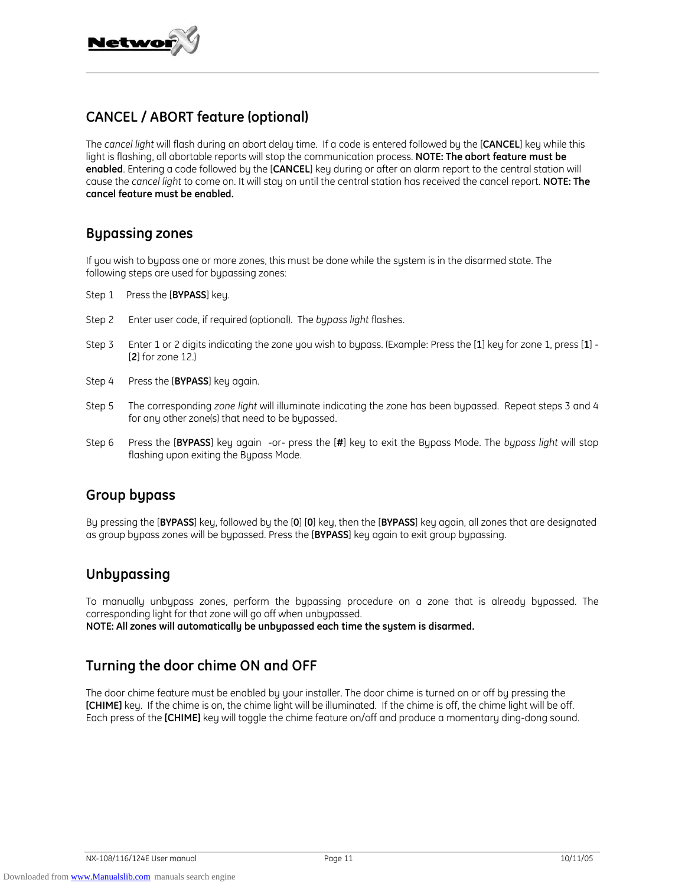## CANCEL / ABORT feature (optional)

The *cancel light* will flash during an abort delay time. If a code is entered followed by the [**CANCEL**] key while this light is flashing, all abortable reports will stop the communication process. **NOTE: The abort feature must be enabled**. Entering a code followed by the [**CANCEL**] key during or after an alarm report to the central station will cause the *cancel light* to come on. It will stay on until the central station has received the cancel report. **NOTE: The cancel feature must be enabled.**

## Bypassing zones

If you wish to bypass one or more zones, this must be done while the system is in the disarmed state. The following steps are used for bypassing zones:

Step 1 Press the [**BYPASS**] key.

Step 2 Enter user code, if required (optional). The *bypass light* flashes.

Step 3 Enter 1 or 2 digits indicating the zone you wish to bypass. (Example: Press the [**1**] key for zone 1, press [**1**] - [**2**] for zone 12.)

Step 4 Press the [**BYPASS**] key again.

Step 5 The corresponding *zone light* will illuminate indicating the zone has been bypassed. Repeat steps 3 and 4 for any other zone(s) that need to be bypassed.

Step 6 Press the [**BYPASS**] key again -or- press the [**#**] key to exit the Bypass Mode. The *bypass light* will stop flashing upon exiting the Bypass Mode.

## Group bypass

By pressing the [**BYPASS**] key, followed by the [**0**] [**0**] key, then the [**BYPASS**] key again, all zones that are designated as group bypass zones will be bypassed. Press the [**BYPASS**] key again to exit group bypassing.

## Unbypassing

To manually unbypass zones, perform the bypassing procedure on a zone that is already bypassed. The corresponding light for that zone will go off when unbypassed.
**NOTE: All zones will automatically be unbypassed each time the system is disarmed.**

## Turning the door chime ON and OFF

The door chime feature must be enabled by your installer. The door chime is turned on or off by pressing the **[CHIME]** key. If the chime is on, the chime light will be illuminated. If the chime is off, the chime light will be off. Each press of the **[CHIME]** key will toggle the chime feature on/off and produce a momentary ding-dong sound.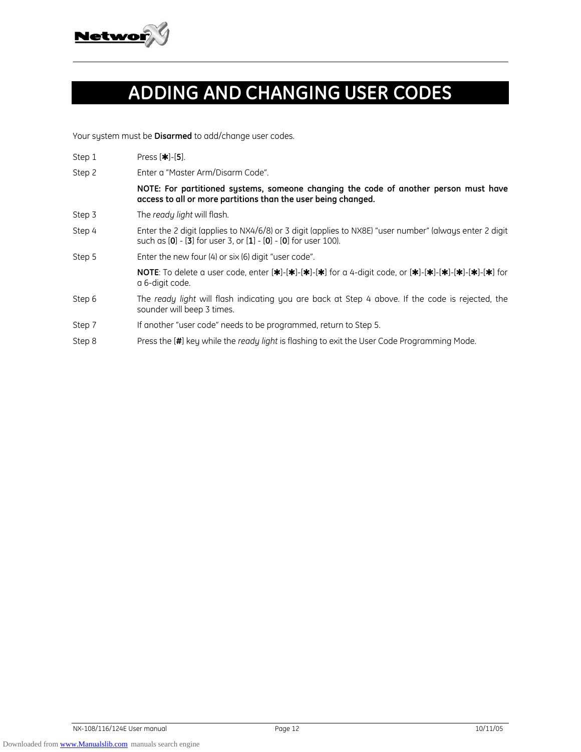# ADDING AND CHANGING USER CODES

Your system must be **Disarmed** to add/change user codes.

| | |
|---|---|
| Step 1 | Press [**✱**]-[**5**]. |
| Step 2 | Enter a "Master Arm/Disarm Code". |
| | **NOTE: For partitioned systems, someone changing the code of another person must have access to all or more partitions than the user being changed.** |
| Step 3 | The *ready light* will flash. |
| Step 4 | Enter the 2 digit (applies to NX4/6/8) or 3 digit (applies to NX8E) "user number" (always enter 2 digit such as [**0**] - [**3**] for user 3, or [**1**] - [**0**] - [**0**] for user 100). |
| Step 5 | Enter the new four (4) or six (6) digit "user code". |
| | **NOTE**: To delete a user code, enter [**✱**]-[**✱**]-[**✱**]-[**✱**] for a 4-digit code, or [**✱**]-[**✱**]-[**✱**]-[**✱**]-[**✱**]-[**✱**] for a 6-digit code. |
| Step 6 | The *ready light* will flash indicating you are back at Step 4 above. If the code is rejected, the sounder will beep 3 times. |
| Step 7 | If another "user code" needs to be programmed, return to Step 5. |
| Step 8 | Press the [**#**] key while the *ready light* is flashing to exit the User Code Programming Mode. |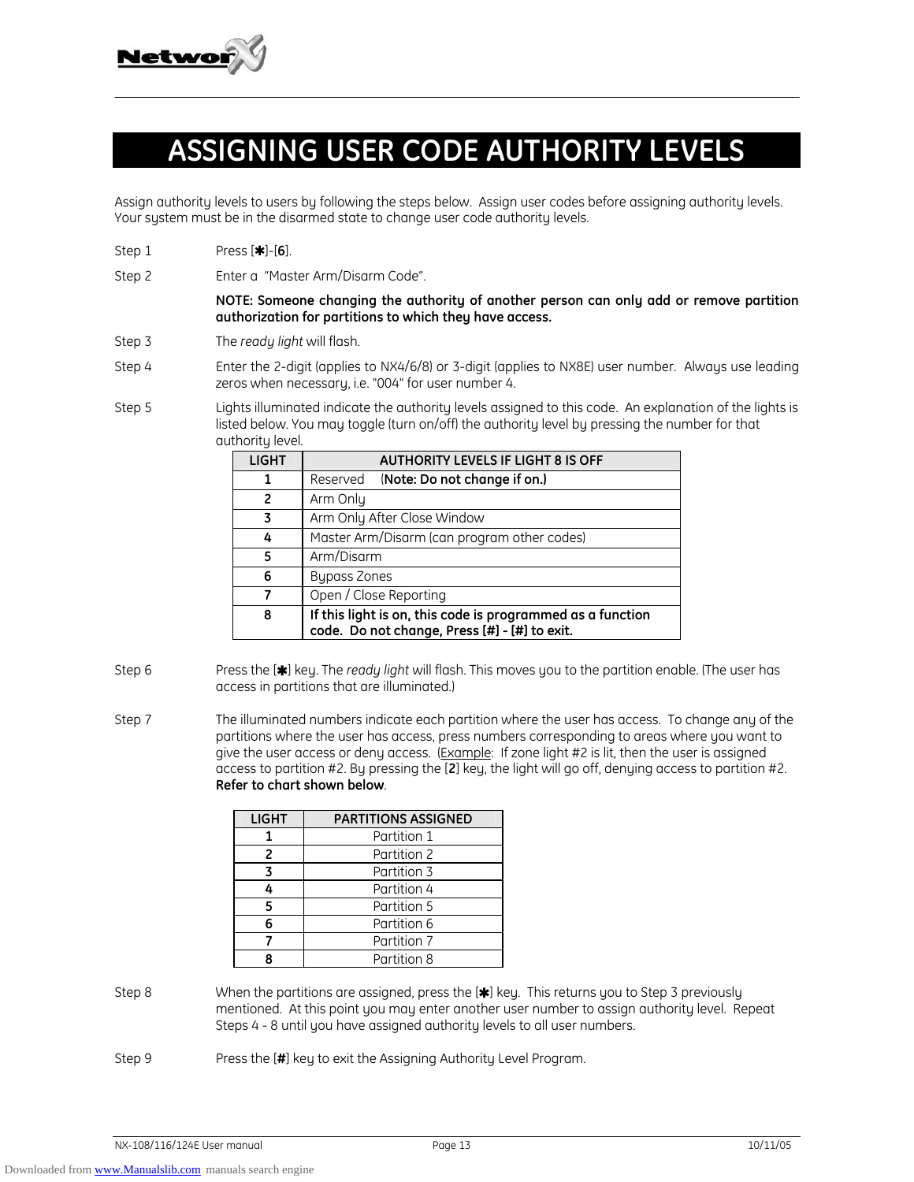# ASSIGNING USER CODE AUTHORITY LEVELS

Assign authority levels to users by following the steps below. Assign user codes before assigning authority levels. Your system must be in the disarmed state to change user code authority levels.

Step 1 Press [✱]-[**6**].

Step 2 Enter a "Master Arm/Disarm Code".

**NOTE: Someone changing the authority of another person can only add or remove partition authorization for partitions to which they have access.**

Step 3 The *ready light* will flash.

Step 4 Enter the 2-digit (applies to NX4/6/8) or 3-digit (applies to NX8E) user number. Always use leading zeros when necessary, i.e. "004" for user number 4.

Step 5 Lights illuminated indicate the authority levels assigned to this code. An explanation of the lights is listed below. You may toggle (turn on/off) the authority level by pressing the number for that authority level.

| LIGHT | AUTHORITY LEVELS IF LIGHT 8 IS OFF |
|---|---|
| **1** | Reserved (**Note: Do not change if on.)** |
| **2** | Arm Only |
| **3** | Arm Only After Close Window |
| **4** | Master Arm/Disarm (can program other codes) |
| **5** | Arm/Disarm |
| **6** | Bypass Zones |
| **7** | Open / Close Reporting |
| **8** | **If this light is on, this code is programmed as a function code. Do not change, Press [#] - [#] to exit.** |

Step 6 Press the [✱] key. The *ready light* will flash. This moves you to the partition enable. (The user has access in partitions that are illuminated.)

Step 7 The illuminated numbers indicate each partition where the user has access. To change any of the partitions where the user has access, press numbers corresponding to areas where you want to give the user access or deny access. (Example: If zone light #2 is lit, then the user is assigned access to partition #2. By pressing the [**2**] key, the light will go off, denying access to partition #2. **Refer to chart shown below**.

| LIGHT | PARTITIONS ASSIGNED |
|---|---|
| **1** | Partition 1 |
| **2** | Partition 2 |
| **3** | Partition 3 |
| **4** | Partition 4 |
| **5** | Partition 5 |
| **6** | Partition 6 |
| **7** | Partition 7 |
| **8** | Partition 8 |

Step 8 When the partitions are assigned, press the [✱] key. This returns you to Step 3 previously mentioned. At this point you may enter another user number to assign authority level. Repeat Steps 4 - 8 until you have assigned authority levels to all user numbers.

Step 9 Press the [**#**] key to exit the Assigning Authority Level Program.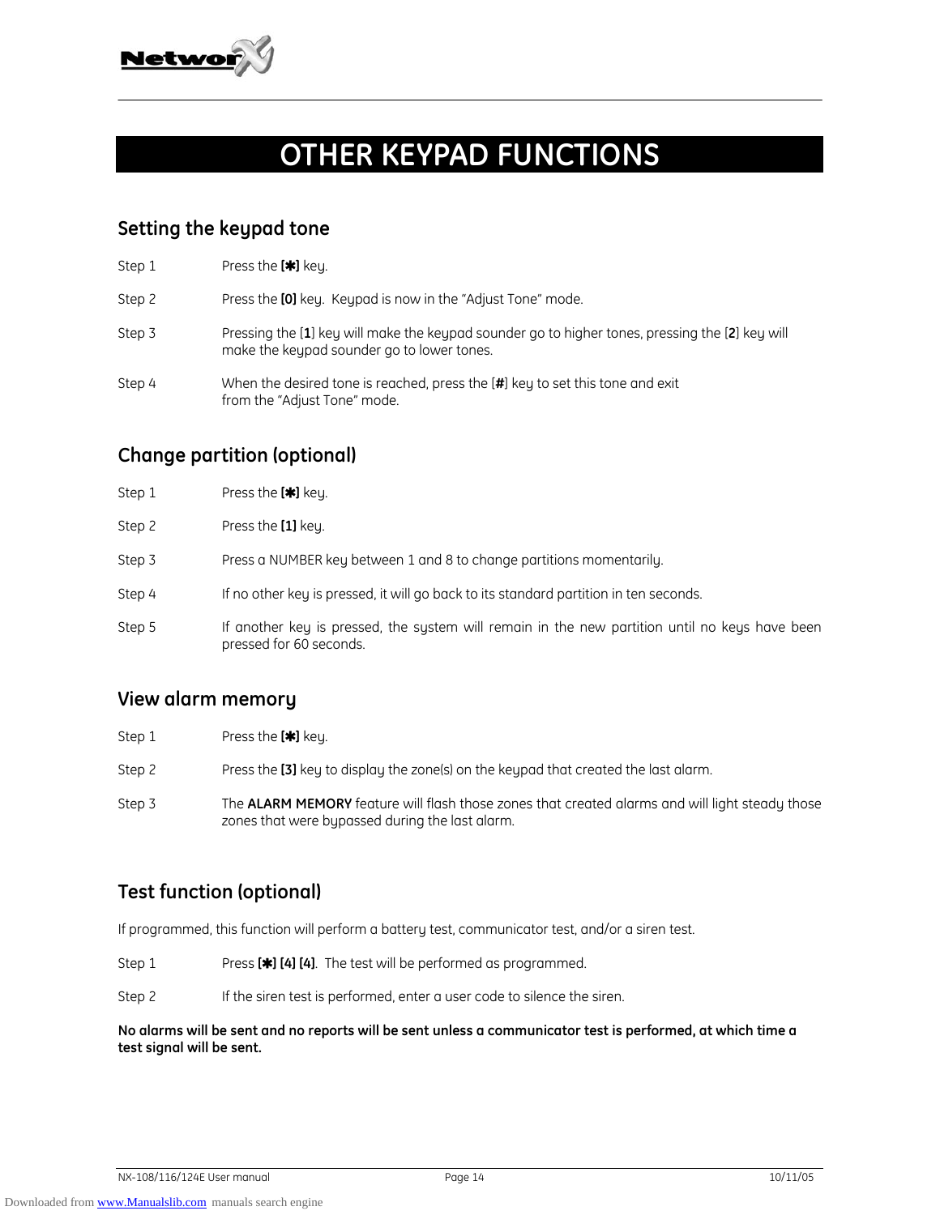# OTHER KEYPAD FUNCTIONS

## Setting the keypad tone

Step 1 Press the **[✱]** key.

Step 2 Press the **[0]** key. Keypad is now in the "Adjust Tone" mode.

Step 3 Pressing the [**1**] key will make the keypad sounder go to higher tones, pressing the [**2**] key will make the keypad sounder go to lower tones.

Step 4 When the desired tone is reached, press the [**#**] key to set this tone and exit from the "Adjust Tone" mode.

## Change partition (optional)

Step 1 Press the **[✱]** key.

Step 2 Press the **[1]** key.

Step 3 Press a NUMBER key between 1 and 8 to change partitions momentarily.

Step 4 If no other key is pressed, it will go back to its standard partition in ten seconds.

Step 5 If another key is pressed, the system will remain in the new partition until no keys have been pressed for 60 seconds.

## View alarm memory

Step 1 Press the **[✱]** key.

Step 2 Press the **[3]** key to display the zone(s) on the keypad that created the last alarm.

Step 3 The **ALARM MEMORY** feature will flash those zones that created alarms and will light steady those zones that were bypassed during the last alarm.

## Test function (optional)

If programmed, this function will perform a battery test, communicator test, and/or a siren test.

Step 1 Press **[✱] [4] [4]**. The test will be performed as programmed.

Step 2 If the siren test is performed, enter a user code to silence the siren.

**No alarms will be sent and no reports will be sent unless a communicator test is performed, at which time a test signal will be sent.**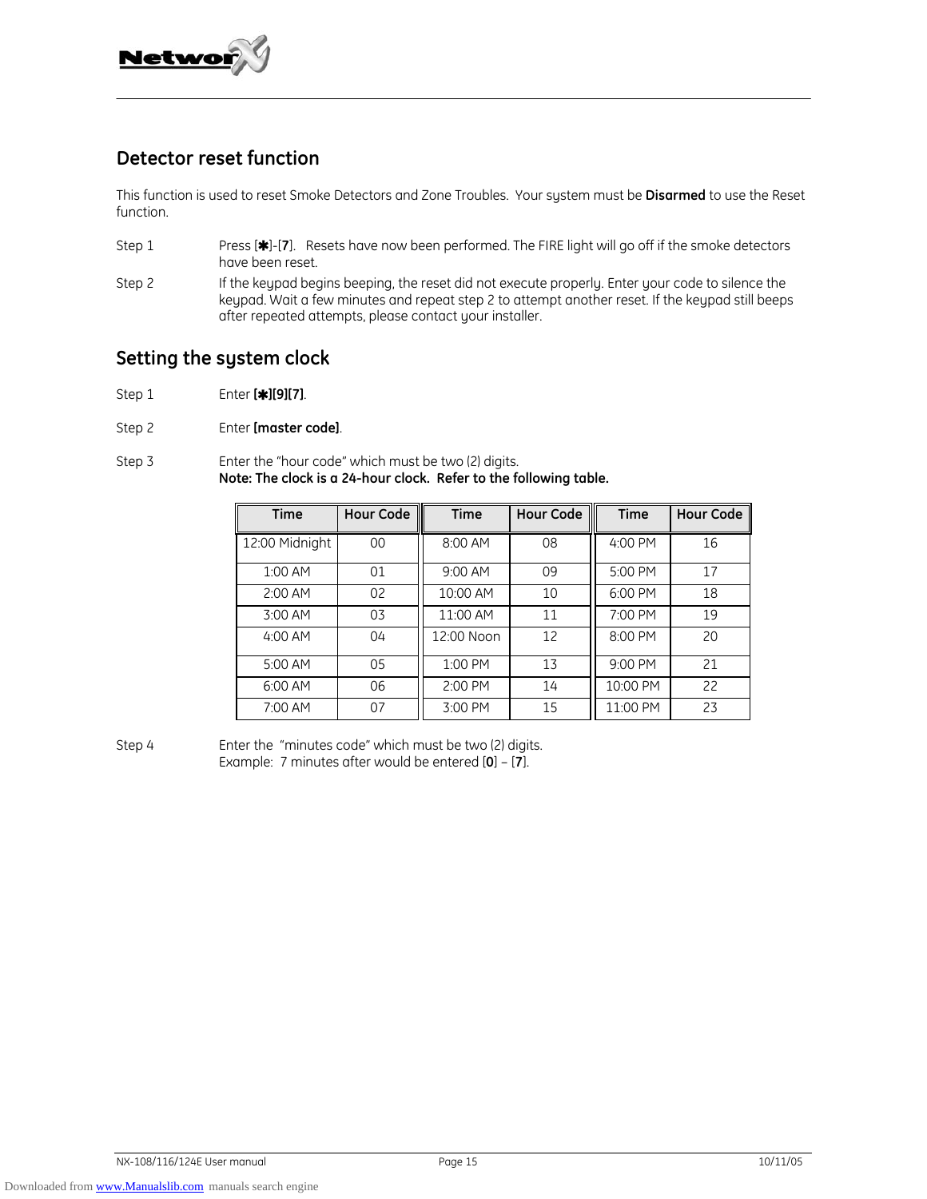## Detector reset function

This function is used to reset Smoke Detectors and Zone Troubles. Your system must be **Disarmed** to use the Reset function.

Step 1 Press [✱]-[**7**]. Resets have now been performed. The FIRE light will go off if the smoke detectors have been reset.

Step 2 If the keypad begins beeping, the reset did not execute properly. Enter your code to silence the keypad. Wait a few minutes and repeat step 2 to attempt another reset. If the keypad still beeps after repeated attempts, please contact your installer.

## Setting the system clock

Step 1 Enter **[✱][9][7]**.

Step 2 Enter **[master code]**.

Step 3 Enter the "hour code" which must be two (2) digits.
**Note: The clock is a 24-hour clock. Refer to the following table.**

| Time | Hour Code | Time | Hour Code | Time | Hour Code |
|---|---|---|---|---|---|
| 12:00 Midnight | 00 | 8:00 AM | 08 | 4:00 PM | 16 |
| 1:00 AM | 01 | 9:00 AM | 09 | 5:00 PM | 17 |
| 2:00 AM | 02 | 10:00 AM | 10 | 6:00 PM | 18 |
| 3:00 AM | 03 | 11:00 AM | 11 | 7:00 PM | 19 |
| 4:00 AM | 04 | 12:00 Noon | 12 | 8:00 PM | 20 |
| 5:00 AM | 05 | 1:00 PM | 13 | 9:00 PM | 21 |
| 6:00 AM | 06 | 2:00 PM | 14 | 10:00 PM | 22 |
| 7:00 AM | 07 | 3:00 PM | 15 | 11:00 PM | 23 |

Step 4 Enter the "minutes code" which must be two (2) digits.
Example: 7 minutes after would be entered [**0**] – [**7**].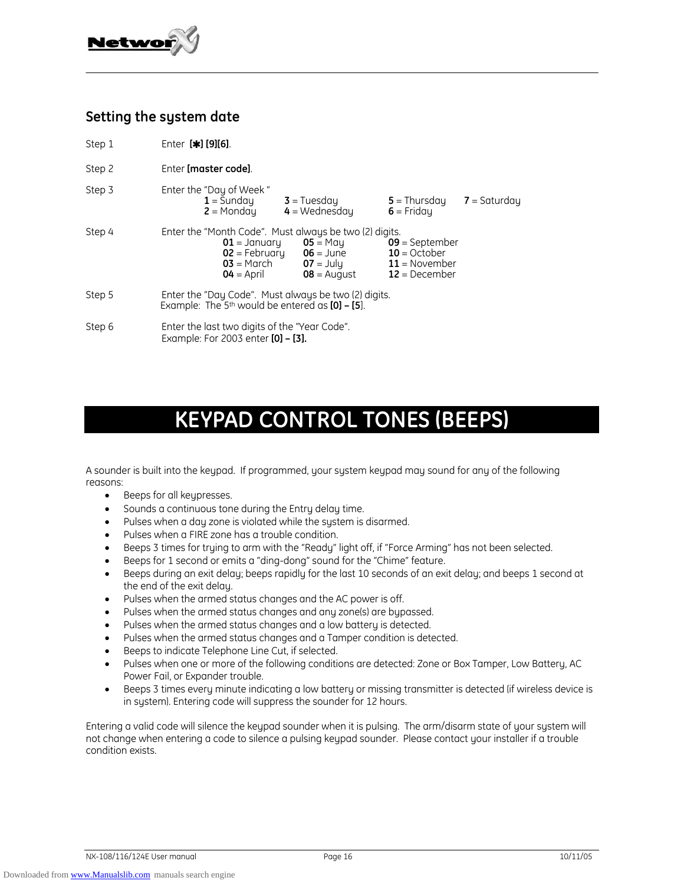## Setting the system date

Step 1 Enter **[✱] [9][6]**.

Step 2 Enter **[master code]**.

Step 3 Enter the "Day of Week "

**1** = Sunday **2** = Monday **3** = Tuesday **4** = Wednesday **5** = Thursday **6** = Friday **7** = Saturday

Step 4 Enter the "Month Code". Must always be two (2) digits.

**01** = January **02** = February **03** = March **04** = April **05** = May **06** = June **07** = July **08** = August **09** = September **10** = October **11** = November **12** = December

Step 5 Enter the "Day Code". Must always be two (2) digits.
Example: The 5th would be entered as **[0] – [5**].

Step 6 Enter the last two digits of the "Year Code".
Example: For 2003 enter **[0] – [3].**

# KEYPAD CONTROL TONES (BEEPS)

A sounder is built into the keypad. If programmed, your system keypad may sound for any of the following reasons:

- Beeps for all keypresses.
- Sounds a continuous tone during the Entry delay time.
- Pulses when a day zone is violated while the system is disarmed.
- Pulses when a FIRE zone has a trouble condition.
- Beeps 3 times for trying to arm with the "Ready" light off, if "Force Arming" has not been selected.
- Beeps for 1 second or emits a "ding-dong" sound for the "Chime" feature.
- Beeps during an exit delay; beeps rapidly for the last 10 seconds of an exit delay; and beeps 1 second at the end of the exit delay.
- Pulses when the armed status changes and the AC power is off.
- Pulses when the armed status changes and any zone(s) are bypassed.
- Pulses when the armed status changes and a low battery is detected.
- Pulses when the armed status changes and a Tamper condition is detected.
- Beeps to indicate Telephone Line Cut, if selected.
- Pulses when one or more of the following conditions are detected: Zone or Box Tamper, Low Battery, AC Power Fail, or Expander trouble.
- Beeps 3 times every minute indicating a low battery or missing transmitter is detected (if wireless device is in system). Entering code will suppress the sounder for 12 hours.

Entering a valid code will silence the keypad sounder when it is pulsing. The arm/disarm state of your system will not change when entering a code to silence a pulsing keypad sounder. Please contact your installer if a trouble condition exists.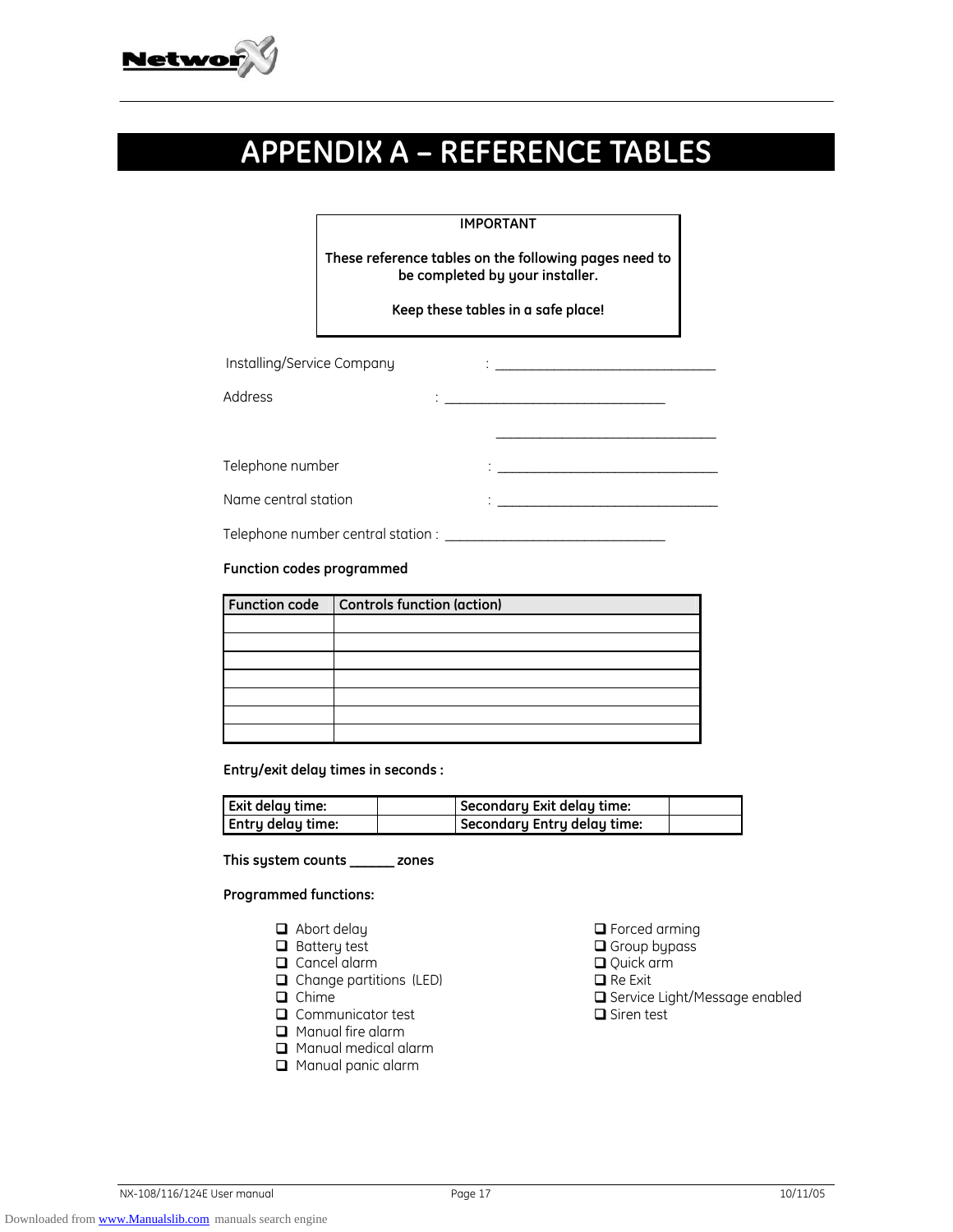# APPENDIX A – REFERENCE TABLES

**IMPORTANT**

**These reference tables on the following pages need to be completed by your installer.**

**Keep these tables in a safe place!**

Installing/Service Company : ______________________________

Address : ______________________________

______________________________

Telephone number : ______________________________

Name central station : ______________________________

Telephone number central station : ______________________________

**Function codes programmed**

| Function code | Controls function (action) |
|---|---|
| | |
| | |
| | |
| | |
| | |
| | |
| | |

**Entry/exit delay times in seconds :**

| Exit delay time: | | Secondary Exit delay time: | |
|---|---|---|---|
| Entry delay time: | | Secondary Entry delay time: | |

**This system counts ______ zones**

**Programmed functions:**

- ❑ Abort delay
- ❑ Battery test
- ❑ Cancel alarm
- ❑ Change partitions (LED)
- ❑ Chime
- ❑ Communicator test
- ❑ Manual fire alarm
- ❑ Manual medical alarm
- ❑ Manual panic alarm
- ❑ Forced arming
- ❑ Group bypass
- ❑ Quick arm
- ❑ Re Exit
- ❑ Service Light/Message enabled
- ❑ Siren test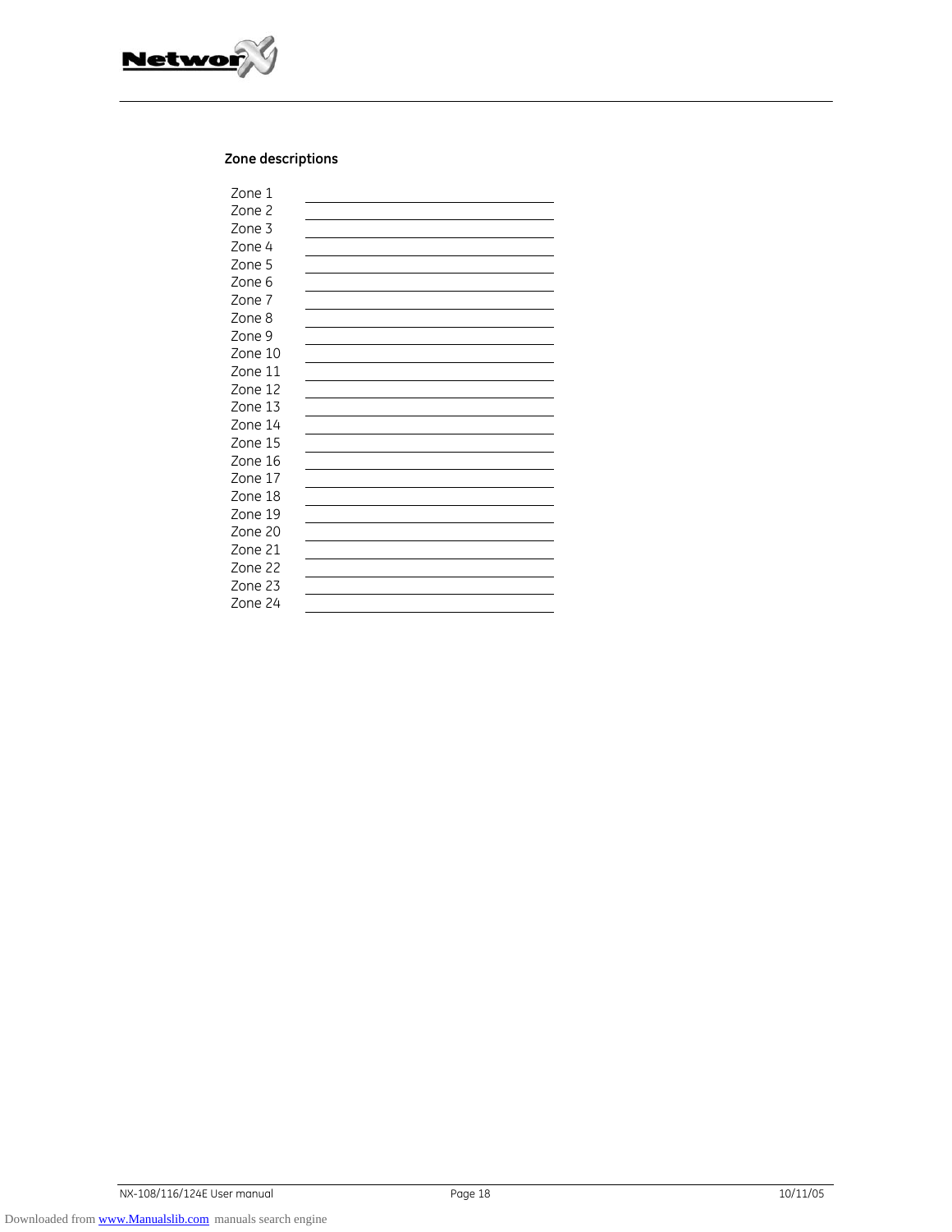### Zone descriptions

Zone 1 ______________________________

Zone 2 ______________________________

Zone 3 ______________________________

Zone 4 ______________________________

Zone 5 ______________________________

Zone 6 ______________________________

Zone 7 ______________________________

Zone 8 ______________________________

Zone 9 ______________________________

Zone 10 ______________________________

Zone 11 ______________________________

Zone 12 ______________________________

Zone 13 ______________________________

Zone 14 ______________________________

Zone 15 ______________________________

Zone 16 ______________________________

Zone 17 ______________________________

Zone 18 ______________________________

Zone 19 ______________________________

Zone 20 ______________________________

Zone 21 ______________________________

Zone 22 ______________________________

Zone 23 ______________________________

Zone 24 ______________________________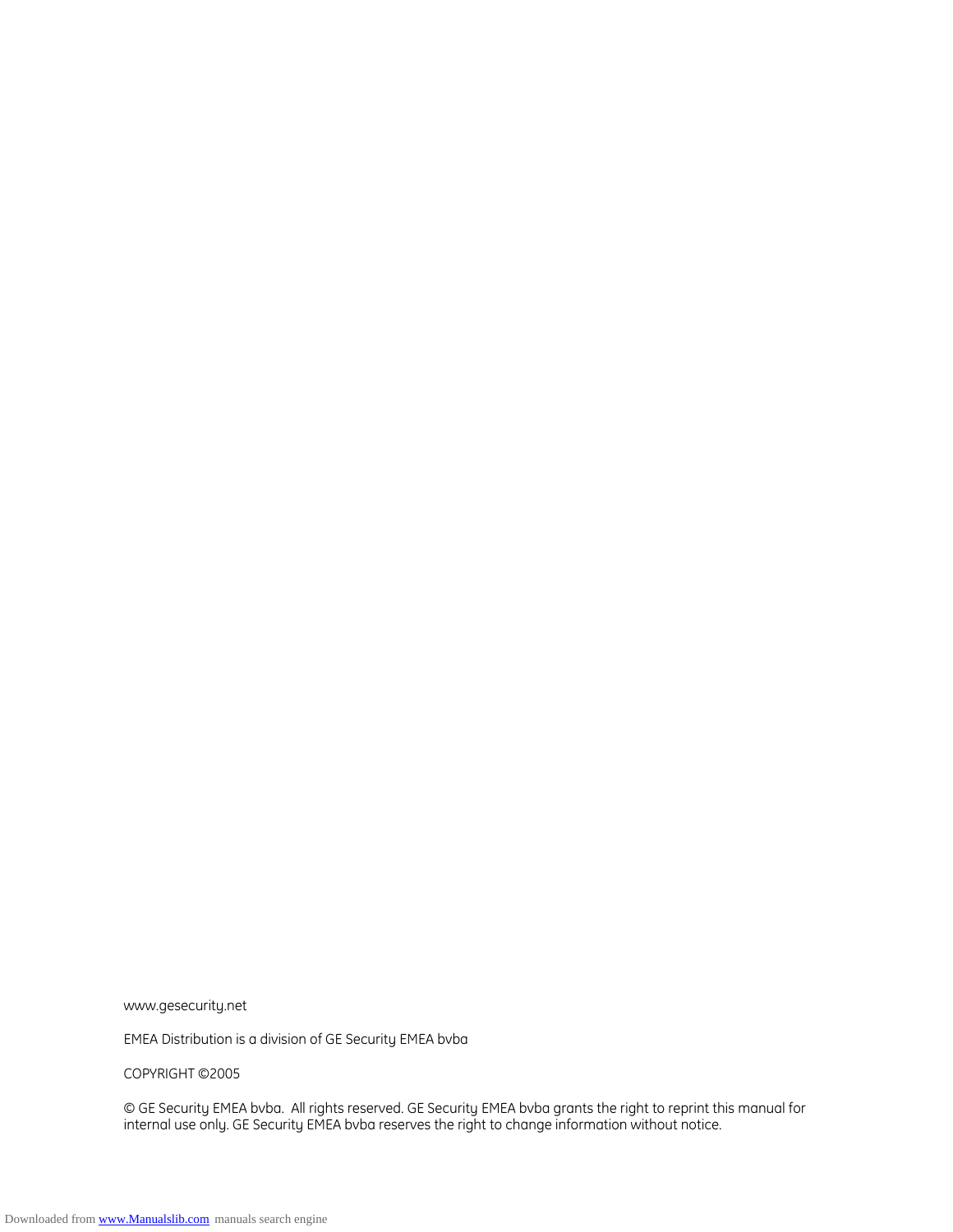www.gesecurity.net

EMEA Distribution is a division of GE Security EMEA bvba

COPYRIGHT ©2005

© GE Security EMEA bvba. All rights reserved. GE Security EMEA bvba grants the right to reprint this manual for internal use only. GE Security EMEA bvba reserves the right to change information without notice.